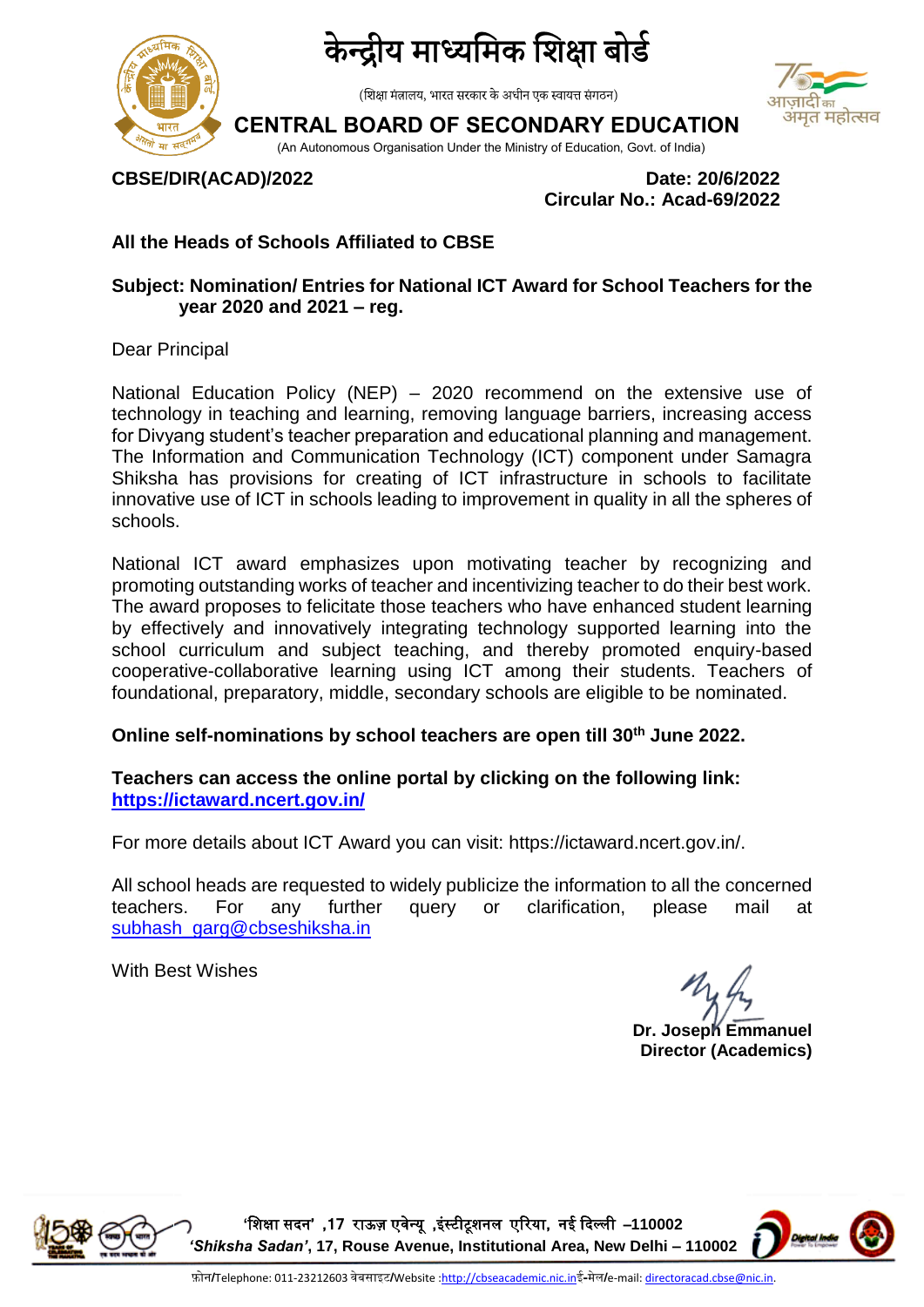# केन्द्रीय माध्यमिक शिक्षा बोर्ड

(शिक्षा मंत्रालय, भारत सरकार के अधीन एक स्वायत्त संगठन)

# CENTRAL BOARD OF SECONDARY EDUCATION

(An Autonomous Organisation Under the Ministry of Education, Govt. of India)

**CBSE/DIR(ACAD)/2022**

**Date: 20/6/2022**
**Circular No.: Acad-69/2022**

**All the Heads of Schools Affiliated to CBSE**

**Subject: Nomination/ Entries for National ICT Award for School Teachers for the year 2020 and 2021 – reg.**

Dear Principal

National Education Policy (NEP) – 2020 recommend on the extensive use of technology in teaching and learning, removing language barriers, increasing access for Divyang student's teacher preparation and educational planning and management. The Information and Communication Technology (ICT) component under Samagra Shiksha has provisions for creating of ICT infrastructure in schools to facilitate innovative use of ICT in schools leading to improvement in quality in all the spheres of schools.

National ICT award emphasizes upon motivating teacher by recognizing and promoting outstanding works of teacher and incentivizing teacher to do their best work. The award proposes to felicitate those teachers who have enhanced student learning by effectively and innovatively integrating technology supported learning into the school curriculum and subject teaching, and thereby promoted enquiry-based cooperative-collaborative learning using ICT among their students. Teachers of foundational, preparatory, middle, secondary schools are eligible to be nominated.

**Online self-nominations by school teachers are open till 30th June 2022.**

**Teachers can access the online portal by clicking on the following link:**
**https://ictaward.ncert.gov.in/**

For more details about ICT Award you can visit: https://ictaward.ncert.gov.in/.

All school heads are requested to widely publicize the information to all the concerned teachers. For any further query or clarification, please mail at subhash_garg@cbseshiksha.in

With Best Wishes

**Dr. Joseph Emmanuel**
**Director (Academics)**

'शिक्षा सदन' ,17 राऊज़ एवेन्यू ,इंस्टीटूशनल एरिया, नई दिल्ली –110002
***'Shiksha Sadan'*, 17, Rouse Avenue, Institutional Area, New Delhi – 110002**

फ़ोन/Telephone: 011-23212603 वेबसाइट/Website :http://cbseacademic.nic.in ई-मेल/e-mail: directoracad.cbse@nic.in.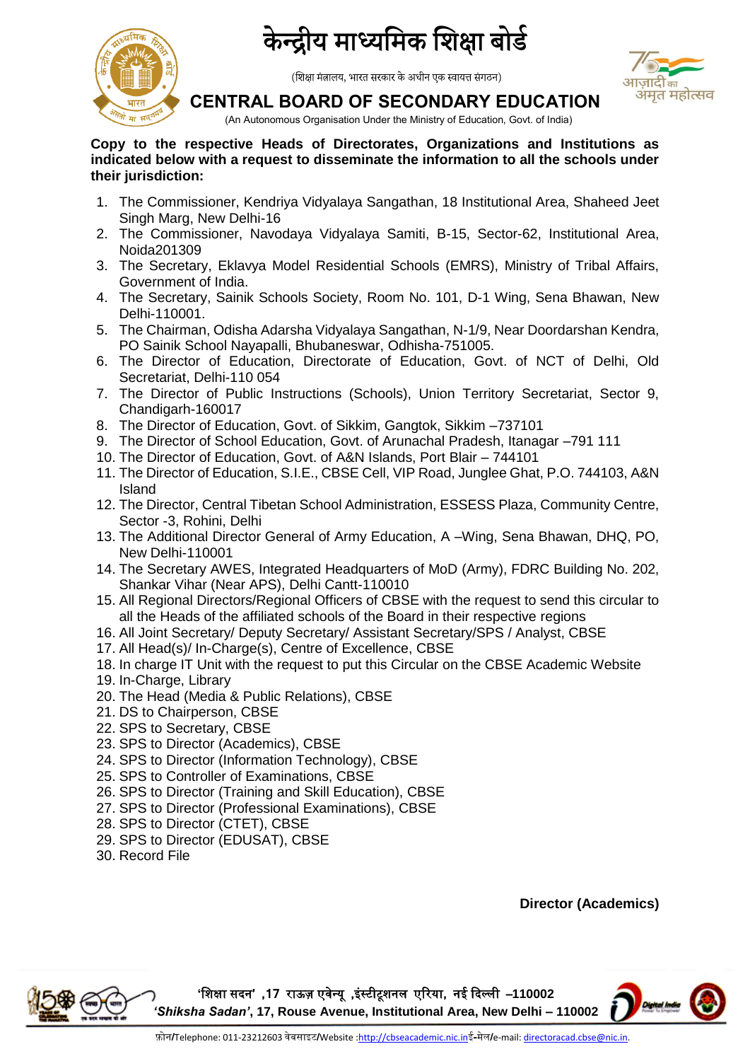**Copy to the respective Heads of Directorates, Organizations and Institutions as indicated below with a request to disseminate the information to all the schools under their jurisdiction:**

1. The Commissioner, Kendriya Vidyalaya Sangathan, 18 Institutional Area, Shaheed Jeet Singh Marg, New Delhi-16
2. The Commissioner, Navodaya Vidyalaya Samiti, B-15, Sector-62, Institutional Area, Noida201309
3. The Secretary, Eklavya Model Residential Schools (EMRS), Ministry of Tribal Affairs, Government of India.
4. The Secretary, Sainik Schools Society, Room No. 101, D-1 Wing, Sena Bhawan, New Delhi-110001.
5. The Chairman, Odisha Adarsha Vidyalaya Sangathan, N-1/9, Near Doordarshan Kendra, PO Sainik School Nayapalli, Bhubaneswar, Odhisha-751005.
6. The Director of Education, Directorate of Education, Govt. of NCT of Delhi, Old Secretariat, Delhi-110 054
7. The Director of Public Instructions (Schools), Union Territory Secretariat, Sector 9, Chandigarh-160017
8. The Director of Education, Govt. of Sikkim, Gangtok, Sikkim –737101
9. The Director of School Education, Govt. of Arunachal Pradesh, Itanagar –791 111
10. The Director of Education, Govt. of A&N Islands, Port Blair – 744101
11. The Director of Education, S.I.E., CBSE Cell, VIP Road, Junglee Ghat, P.O. 744103, A&N Island
12. The Director, Central Tibetan School Administration, ESSESS Plaza, Community Centre, Sector -3, Rohini, Delhi
13. The Additional Director General of Army Education, A –Wing, Sena Bhawan, DHQ, PO, New Delhi-110001
14. The Secretary AWES, Integrated Headquarters of MoD (Army), FDRC Building No. 202, Shankar Vihar (Near APS), Delhi Cantt-110010
15. All Regional Directors/Regional Officers of CBSE with the request to send this circular to all the Heads of the affiliated schools of the Board in their respective regions
16. All Joint Secretary/ Deputy Secretary/ Assistant Secretary/SPS / Analyst, CBSE
17. All Head(s)/ In-Charge(s), Centre of Excellence, CBSE
18. In charge IT Unit with the request to put this Circular on the CBSE Academic Website
19. In-Charge, Library
20. The Head (Media & Public Relations), CBSE
21. DS to Chairperson, CBSE
22. SPS to Secretary, CBSE
23. SPS to Director (Academics), CBSE
24. SPS to Director (Information Technology), CBSE
25. SPS to Controller of Examinations, CBSE
26. SPS to Director (Training and Skill Education), CBSE
27. SPS to Director (Professional Examinations), CBSE
28. SPS to Director (CTET), CBSE
29. SPS to Director (EDUSAT), CBSE
30. Record File

**Director (Academics)**